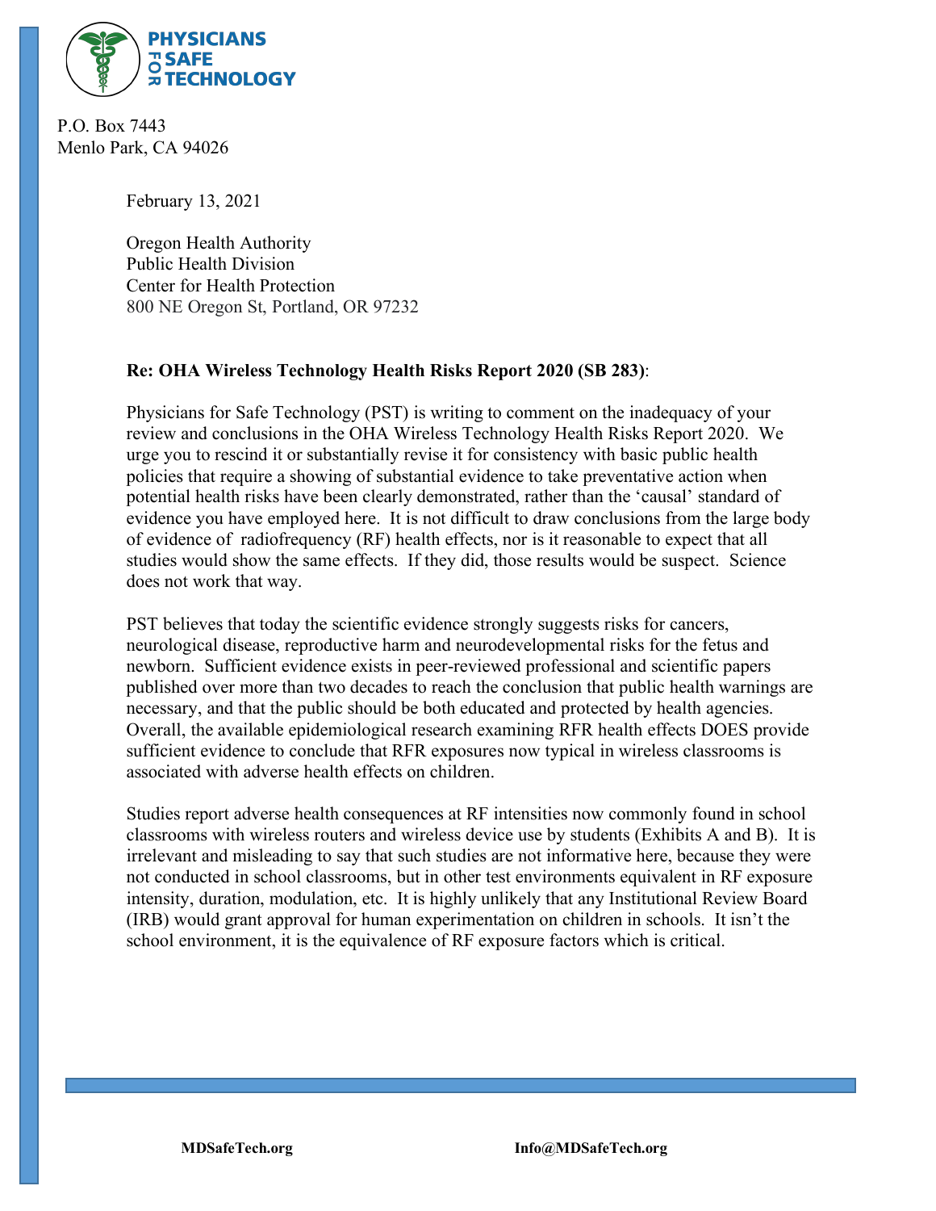**PHYSICIANS FOR SAFE TECHNOLOGY**

P.O. Box 7443
Menlo Park, CA 94026

February 13, 2021

Oregon Health Authority
Public Health Division
Center for Health Protection
800 NE Oregon St, Portland, OR 97232

**Re: OHA Wireless Technology Health Risks Report 2020 (SB 283)**:

Physicians for Safe Technology (PST) is writing to comment on the inadequacy of your review and conclusions in the OHA Wireless Technology Health Risks Report 2020. We urge you to rescind it or substantially revise it for consistency with basic public health policies that require a showing of substantial evidence to take preventative action when potential health risks have been clearly demonstrated, rather than the 'causal' standard of evidence you have employed here. It is not difficult to draw conclusions from the large body of evidence of radiofrequency (RF) health effects, nor is it reasonable to expect that all studies would show the same effects. If they did, those results would be suspect. Science does not work that way.

PST believes that today the scientific evidence strongly suggests risks for cancers, neurological disease, reproductive harm and neurodevelopmental risks for the fetus and newborn. Sufficient evidence exists in peer-reviewed professional and scientific papers published over more than two decades to reach the conclusion that public health warnings are necessary, and that the public should be both educated and protected by health agencies. Overall, the available epidemiological research examining RFR health effects DOES provide sufficient evidence to conclude that RFR exposures now typical in wireless classrooms is associated with adverse health effects on children.

Studies report adverse health consequences at RF intensities now commonly found in school classrooms with wireless routers and wireless device use by students (Exhibits A and B). It is irrelevant and misleading to say that such studies are not informative here, because they were not conducted in school classrooms, but in other test environments equivalent in RF exposure intensity, duration, modulation, etc. It is highly unlikely that any Institutional Review Board (IRB) would grant approval for human experimentation on children in schools. It isn't the school environment, it is the equivalence of RF exposure factors which is critical.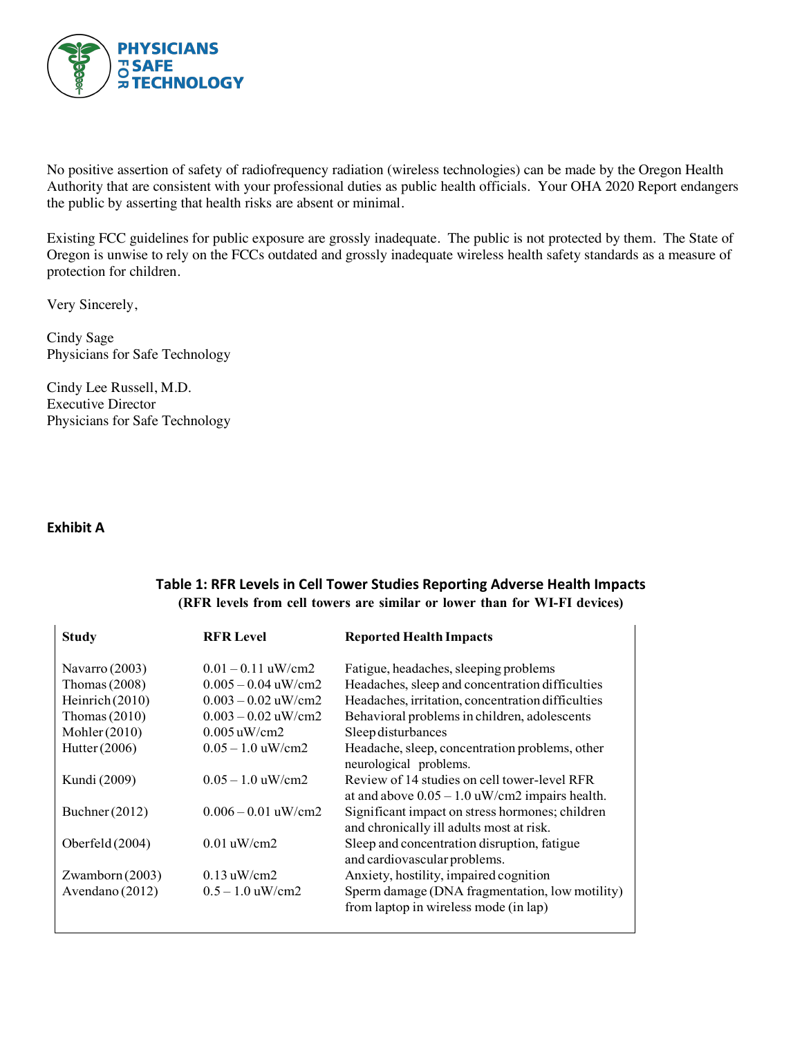No positive assertion of safety of radiofrequency radiation (wireless technologies) can be made by the Oregon Health Authority that are consistent with your professional duties as public health officials. Your OHA 2020 Report endangers the public by asserting that health risks are absent or minimal.

Existing FCC guidelines for public exposure are grossly inadequate. The public is not protected by them. The State of Oregon is unwise to rely on the FCCs outdated and grossly inadequate wireless health safety standards as a measure of protection for children.

Very Sincerely,

Cindy Sage
Physicians for Safe Technology

Cindy Lee Russell, M.D.
Executive Director
Physicians for Safe Technology

**Exhibit A**

**Table 1: RFR Levels in Cell Tower Studies Reporting Adverse Health Impacts**
**(RFR levels from cell towers are similar or lower than for WI-FI devices)**

| Study | RFR Level | Reported Health Impacts |
|---|---|---|
| Navarro (2003) | 0.01 – 0.11 uW/cm2 | Fatigue, headaches, sleeping problems |
| Thomas (2008) | 0.005 – 0.04 uW/cm2 | Headaches, sleep and concentration difficulties |
| Heinrich (2010) | 0.003 – 0.02 uW/cm2 | Headaches, irritation, concentration difficulties |
| Thomas (2010) | 0.003 – 0.02 uW/cm2 | Behavioral problems in children, adolescents |
| Mohler (2010) | 0.005 uW/cm2 | Sleep disturbances |
| Hutter (2006) | 0.05 – 1.0 uW/cm2 | Headache, sleep, concentration problems, other neurological problems. |
| Kundi (2009) | 0.05 – 1.0 uW/cm2 | Review of 14 studies on cell tower-level RFR at and above 0.05 – 1.0 uW/cm2 impairs health. |
| Buchner (2012) | 0.006 – 0.01 uW/cm2 | Significant impact on stress hormones; children and chronically ill adults most at risk. |
| Oberfeld (2004) | 0.01 uW/cm2 | Sleep and concentration disruption, fatigue and cardiovascular problems. |
| Zwamborn (2003) | 0.13 uW/cm2 | Anxiety, hostility, impaired cognition |
| Avendano (2012) | 0.5 – 1.0 uW/cm2 | Sperm damage (DNA fragmentation, low motility) from laptop in wireless mode (in lap) |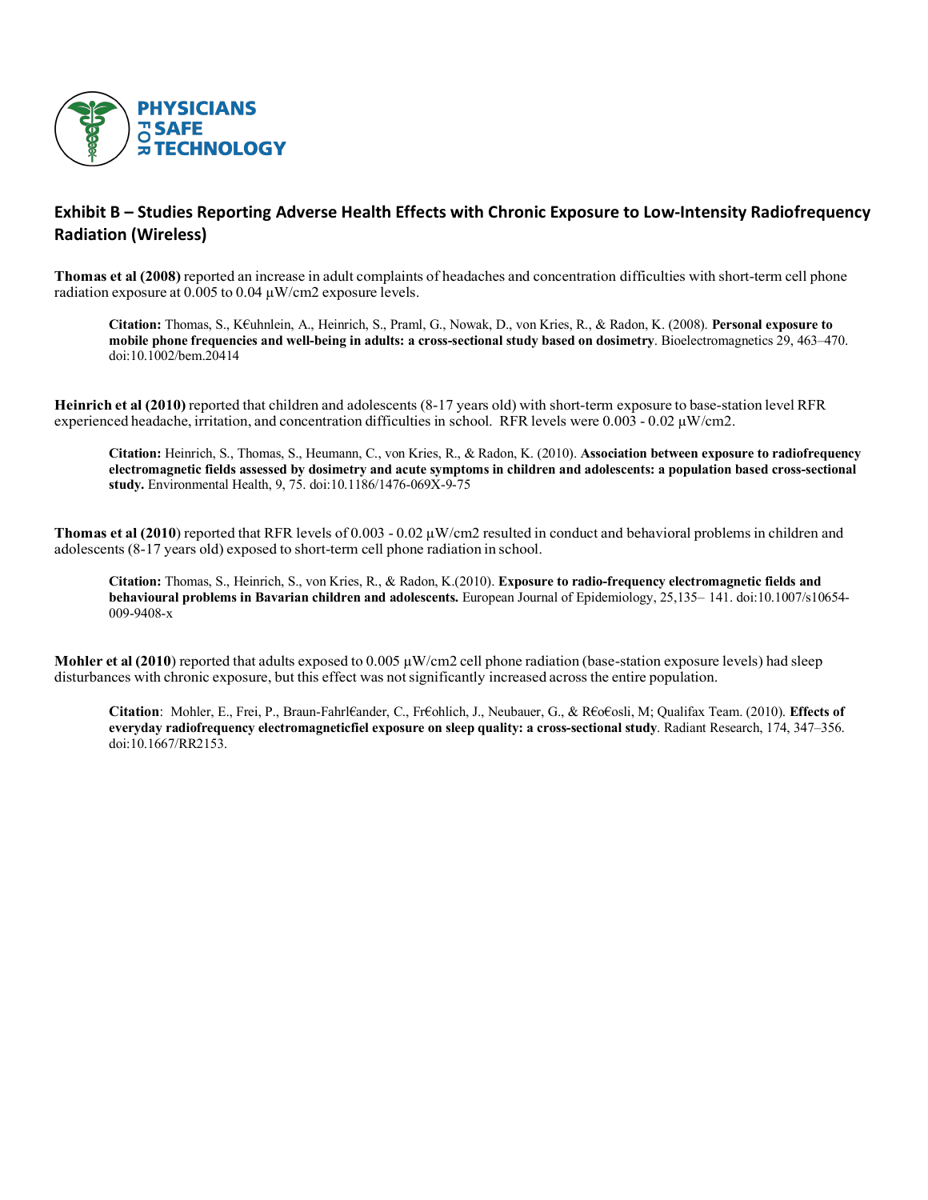**PHYSICIANS FOR SAFE TECHNOLOGY**

## Exhibit B – Studies Reporting Adverse Health Effects with Chronic Exposure to Low-Intensity Radiofrequency Radiation (Wireless)

**Thomas et al (2008)** reported an increase in adult complaints of headaches and concentration difficulties with short-term cell phone radiation exposure at 0.005 to 0.04 µW/cm2 exposure levels.

> **Citation:** Thomas, S., K€uhnlein, A., Heinrich, S., Praml, G., Nowak, D., von Kries, R., & Radon, K. (2008). **Personal exposure to mobile phone frequencies and well-being in adults: a cross-sectional study based on dosimetry**. Bioelectromagnetics 29, 463–470. doi:10.1002/bem.20414

**Heinrich et al (2010)** reported that children and adolescents (8-17 years old) with short-term exposure to base-station level RFR experienced headache, irritation, and concentration difficulties in school. RFR levels were 0.003 - 0.02 µW/cm2.

> **Citation:** Heinrich, S., Thomas, S., Heumann, C., von Kries, R., & Radon, K. (2010). **Association between exposure to radiofrequency electromagnetic fields assessed by dosimetry and acute symptoms in children and adolescents: a population based cross-sectional study.** Environmental Health, 9, 75. doi:10.1186/1476-069X-9-75

**Thomas et al (2010**) reported that RFR levels of 0.003 - 0.02 µW/cm2 resulted in conduct and behavioral problems in children and adolescents (8-17 years old) exposed to short-term cell phone radiation in school.

> **Citation:** Thomas, S., Heinrich, S., von Kries, R., & Radon, K.(2010). **Exposure to radio-frequency electromagnetic fields and behavioural problems in Bavarian children and adolescents.** European Journal of Epidemiology, 25,135– 141. doi:10.1007/s10654-009-9408-x

**Mohler et al (2010**) reported that adults exposed to 0.005 µW/cm2 cell phone radiation (base-station exposure levels) had sleep disturbances with chronic exposure, but this effect was not significantly increased across the entire population.

> **Citation**: Mohler, E., Frei, P., Braun-Fahrl€ander, C., Fr€ohlich, J., Neubauer, G., & R€o€osli, M; Qualifax Team. (2010). **Effects of everyday radiofrequency electromagneticfiel exposure on sleep quality: a cross-sectional study**. Radiant Research, 174, 347–356. doi:10.1667/RR2153.